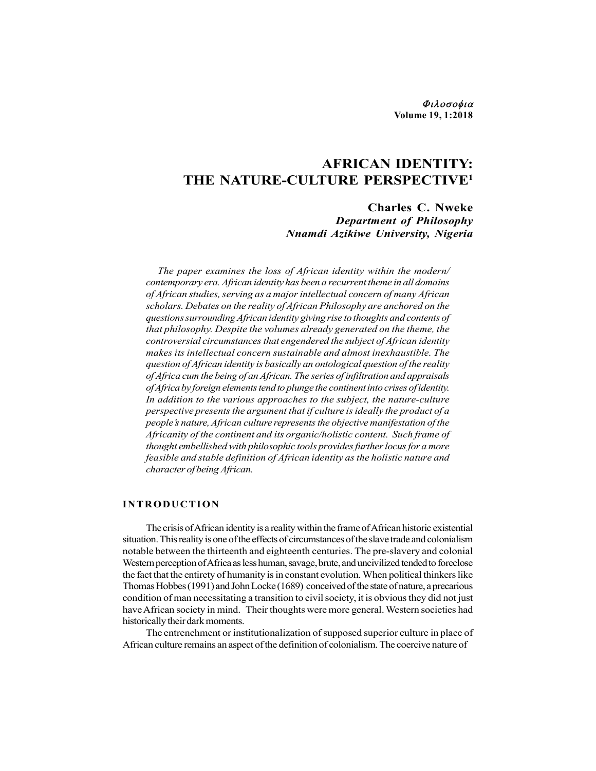# AFRICAN IDENTITY: THE NATURE-CULTURE PERSPECTIVE[1]

**Charles C. Nweke**
***Department of Philosophy***
***Nnamdi Azikiwe University, Nigeria***

*The paper examines the loss of African identity within the modern/contemporary era. African identity has been a recurrent theme in all domains of African studies, serving as a major intellectual concern of many African scholars. Debates on the reality of African Philosophy are anchored on the questions surrounding African identity giving rise to thoughts and contents of that philosophy. Despite the volumes already generated on the theme, the controversial circumstances that engendered the subject of African identity makes its intellectual concern sustainable and almost inexhaustible. The question of African identity is basically an ontological question of the reality of Africa cum the being of an African. The series of infiltration and appraisals of Africa by foreign elements tend to plunge the continent into crises of identity. In addition to the various approaches to the subject, the nature-culture perspective presents the argument that if culture is ideally the product of a people's nature, African culture represents the objective manifestation of the Africanity of the continent and its organic/holistic content. Such frame of thought embellished with philosophic tools provides further locus for a more feasible and stable definition of African identity as the holistic nature and character of being African.*

## INTRODUCTION

The crisis of African identity is a reality within the frame of African historic existential situation. This reality is one of the effects of circumstances of the slave trade and colonialism notable between the thirteenth and eighteenth centuries. The pre-slavery and colonial Western perception of Africa as less human, savage, brute, and uncivilized tended to foreclose the fact that the entirety of humanity is in constant evolution. When political thinkers like Thomas Hobbes (1991) and John Locke (1689) conceived of the state of nature, a precarious condition of man necessitating a transition to civil society, it is obvious they did not just have African society in mind. Their thoughts were more general. Western societies had historically their dark moments.

The entrenchment or institutionalization of supposed superior culture in place of African culture remains an aspect of the definition of colonialism. The coercive nature of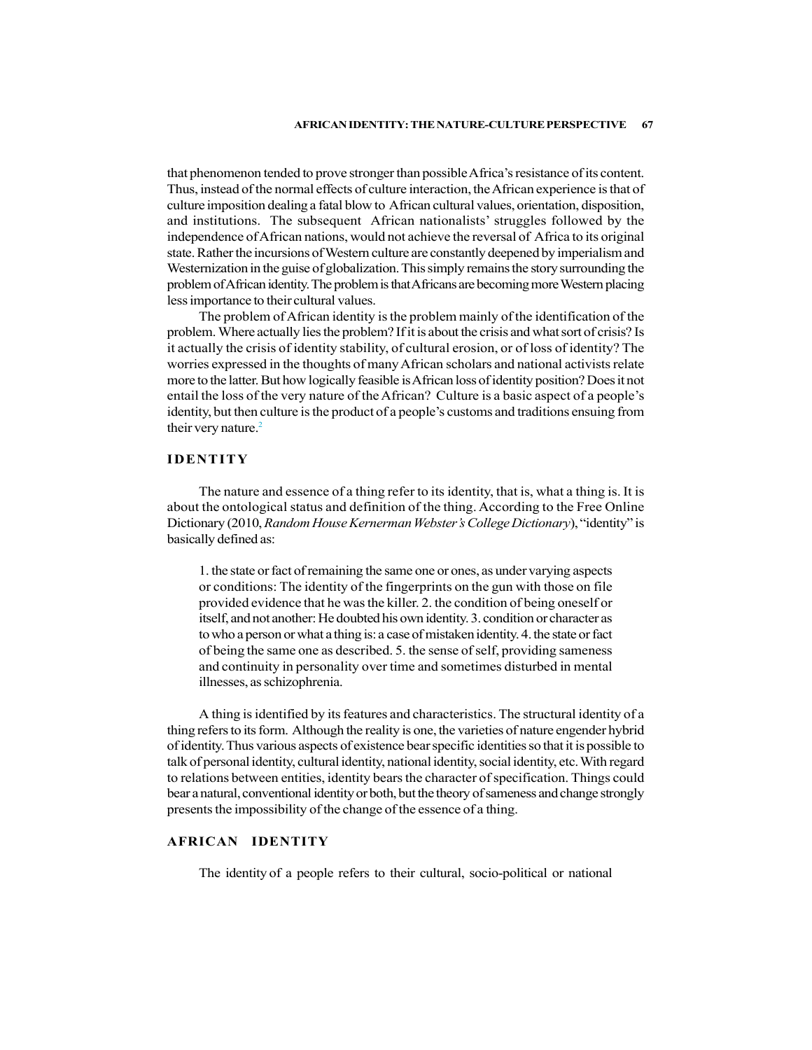that phenomenon tended to prove stronger than possible Africa's resistance of its content. Thus, instead of the normal effects of culture interaction, the African experience is that of culture imposition dealing a fatal blow to African cultural values, orientation, disposition, and institutions. The subsequent African nationalists' struggles followed by the independence of African nations, would not achieve the reversal of Africa to its original state. Rather the incursions of Western culture are constantly deepened by imperialism and Westernization in the guise of globalization. This simply remains the story surrounding the problem of African identity. The problem is that Africans are becoming more Western placing less importance to their cultural values.

The problem of African identity is the problem mainly of the identification of the problem. Where actually lies the problem? If it is about the crisis and what sort of crisis? Is it actually the crisis of identity stability, of cultural erosion, or of loss of identity? The worries expressed in the thoughts of many African scholars and national activists relate more to the latter. But how logically feasible is African loss of identity position? Does it not entail the loss of the very nature of the African? Culture is a basic aspect of a people's identity, but then culture is the product of a people's customs and traditions ensuing from their very nature.[2]

## IDENTITY

The nature and essence of a thing refer to its identity, that is, what a thing is. It is about the ontological status and definition of the thing. According to the Free Online Dictionary (2010, *Random House Kernerman Webster's College Dictionary*), "identity" is basically defined as:

> 1. the state or fact of remaining the same one or ones, as under varying aspects or conditions: The identity of the fingerprints on the gun with those on file provided evidence that he was the killer. 2. the condition of being oneself or itself, and not another: He doubted his own identity. 3. condition or character as to who a person or what a thing is: a case of mistaken identity. 4. the state or fact of being the same one as described. 5. the sense of self, providing sameness and continuity in personality over time and sometimes disturbed in mental illnesses, as schizophrenia.

A thing is identified by its features and characteristics. The structural identity of a thing refers to its form. Although the reality is one, the varieties of nature engender hybrid of identity. Thus various aspects of existence bear specific identities so that it is possible to talk of personal identity, cultural identity, national identity, social identity, etc. With regard to relations between entities, identity bears the character of specification. Things could bear a natural, conventional identity or both, but the theory of sameness and change strongly presents the impossibility of the change of the essence of a thing.

## AFRICAN IDENTITY

The identity of a people refers to their cultural, socio-political or national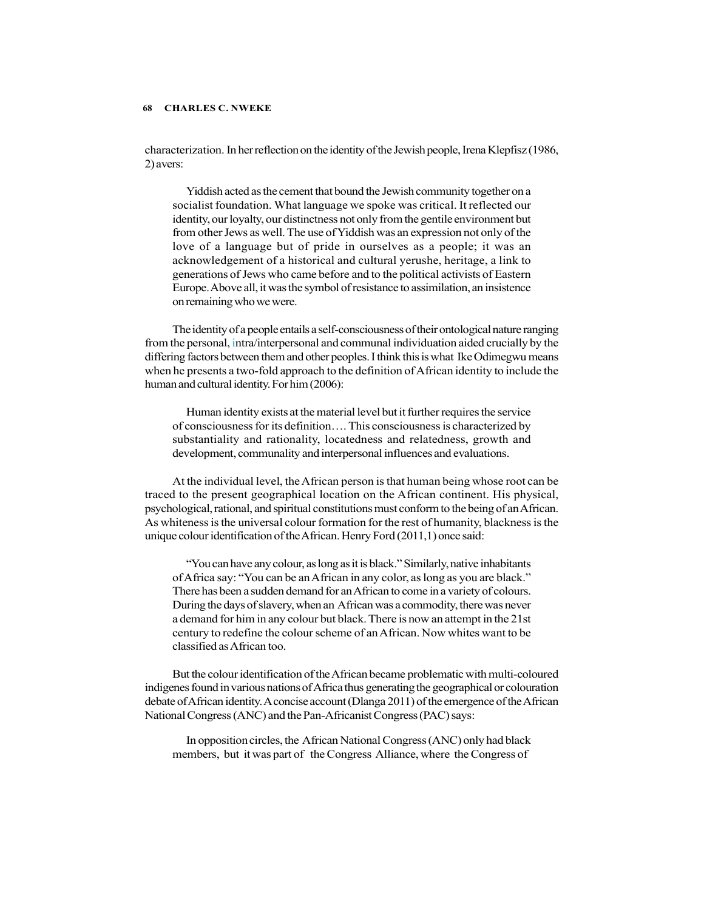characterization. In her reflection on the identity of the Jewish people, Irena Klepfisz (1986, 2) avers:

> Yiddish acted as the cement that bound the Jewish community together on a socialist foundation. What language we spoke was critical. It reflected our identity, our loyalty, our distinctness not only from the gentile environment but from other Jews as well. The use of Yiddish was an expression not only of the love of a language but of pride in ourselves as a people; it was an acknowledgement of a historical and cultural yerushe, heritage, a link to generations of Jews who came before and to the political activists of Eastern Europe. Above all, it was the symbol of resistance to assimilation, an insistence on remaining who we were.

The identity of a people entails a self-consciousness of their ontological nature ranging from the personal, intra/interpersonal and communal individuation aided crucially by the differing factors between them and other peoples. I think this is what Ike Odimegwu means when he presents a two-fold approach to the definition of African identity to include the human and cultural identity. For him (2006):

> Human identity exists at the material level but it further requires the service of consciousness for its definition…. This consciousness is characterized by substantiality and rationality, locatedness and relatedness, growth and development, communality and interpersonal influences and evaluations.

At the individual level, the African person is that human being whose root can be traced to the present geographical location on the African continent. His physical, psychological, rational, and spiritual constitutions must conform to the being of an African. As whiteness is the universal colour formation for the rest of humanity, blackness is the unique colour identification of the African. Henry Ford (2011,1) once said:

> "You can have any colour, as long as it is black." Similarly, native inhabitants of Africa say: "You can be an African in any color, as long as you are black." There has been a sudden demand for an African to come in a variety of colours. During the days of slavery, when an African was a commodity, there was never a demand for him in any colour but black. There is now an attempt in the 21st century to redefine the colour scheme of an African. Now whites want to be classified as African too.

But the colour identification of the African became problematic with multi-coloured indigenes found in various nations of Africa thus generating the geographical or colouration debate of African identity. A concise account (Dlanga 2011) of the emergence of the African National Congress (ANC) and the Pan-Africanist Congress (PAC) says:

> In opposition circles, the African National Congress (ANC) only had black members, but it was part of the Congress Alliance, where the Congress of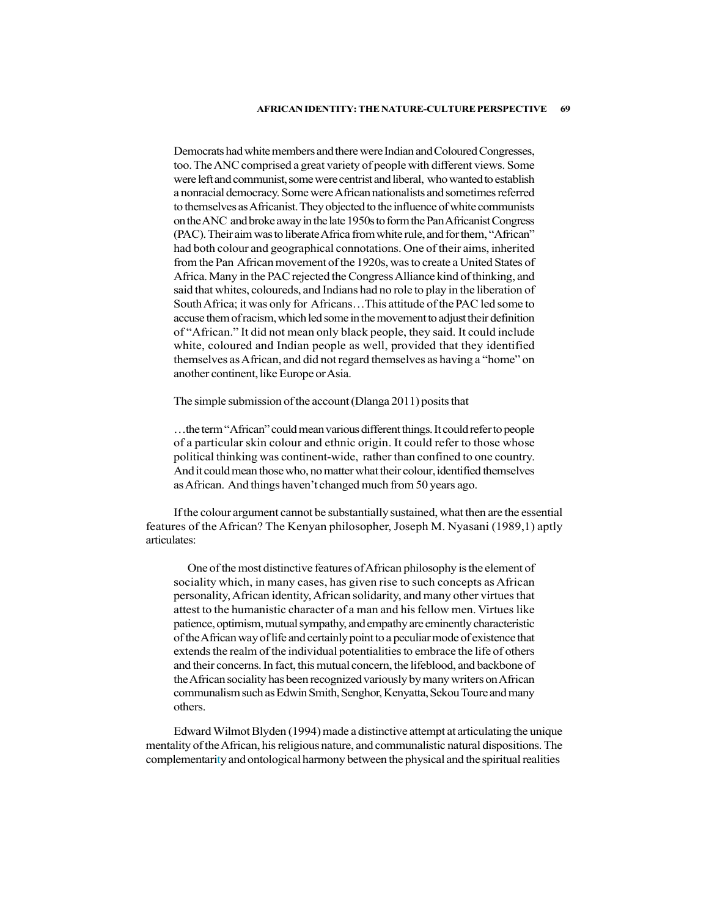> Democrats had white members and there were Indian and Coloured Congresses, too. The ANC comprised a great variety of people with different views. Some were left and communist, some were centrist and liberal, who wanted to establish a nonracial democracy. Some were African nationalists and sometimes referred to themselves as Africanist. They objected to the influence of white communists on the ANC and broke away in the late 1950s to form the Pan Africanist Congress (PAC). Their aim was to liberate Africa from white rule, and for them, "African" had both colour and geographical connotations. One of their aims, inherited from the Pan African movement of the 1920s, was to create a United States of Africa. Many in the PAC rejected the Congress Alliance kind of thinking, and said that whites, coloureds, and Indians had no role to play in the liberation of South Africa; it was only for Africans…This attitude of the PAC led some to accuse them of racism, which led some in the movement to adjust their definition of "African." It did not mean only black people, they said. It could include white, coloured and Indian people as well, provided that they identified themselves as African, and did not regard themselves as having a "home" on another continent, like Europe or Asia.

The simple submission of the account (Dlanga 2011) posits that

> …the term "African" could mean various different things. It could refer to people of a particular skin colour and ethnic origin. It could refer to those whose political thinking was continent-wide, rather than confined to one country. And it could mean those who, no matter what their colour, identified themselves as African. And things haven't changed much from 50 years ago.

If the colour argument cannot be substantially sustained, what then are the essential features of the African? The Kenyan philosopher, Joseph M. Nyasani (1989,1) aptly articulates:

> One of the most distinctive features of African philosophy is the element of sociality which, in many cases, has given rise to such concepts as African personality, African identity, African solidarity, and many other virtues that attest to the humanistic character of a man and his fellow men. Virtues like patience, optimism, mutual sympathy, and empathy are eminently characteristic of the African way of life and certainly point to a peculiar mode of existence that extends the realm of the individual potentialities to embrace the life of others and their concerns. In fact, this mutual concern, the lifeblood, and backbone of the African sociality has been recognized variously by many writers on African communalism such as Edwin Smith, Senghor, Kenyatta, Sekou Toure and many others.

Edward Wilmot Blyden (1994) made a distinctive attempt at articulating the unique mentality of the African, his religious nature, and communalistic natural dispositions. The complementarity and ontological harmony between the physical and the spiritual realities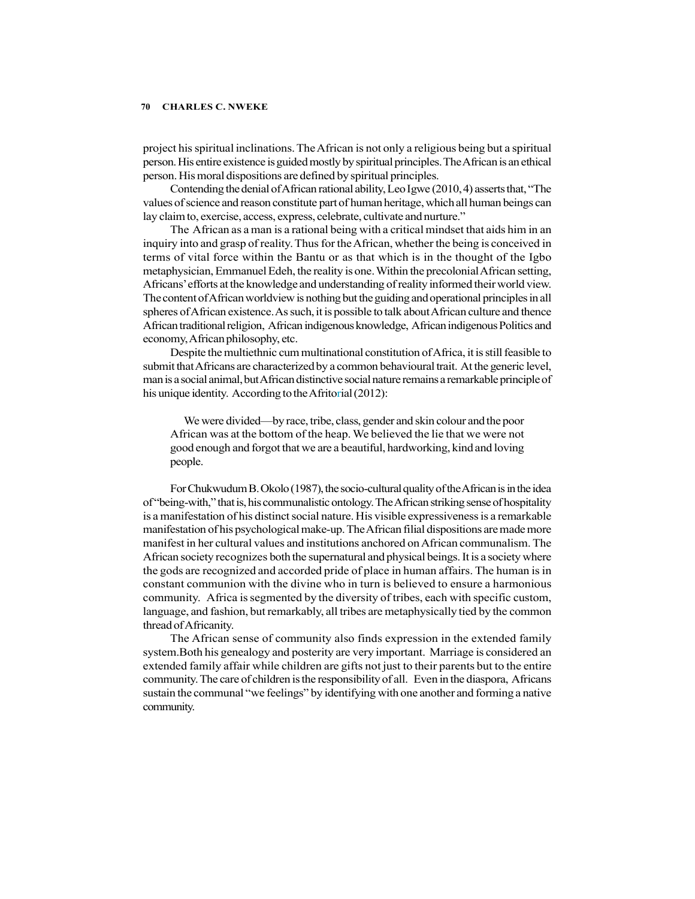project his spiritual inclinations. The African is not only a religious being but a spiritual person. His entire existence is guided mostly by spiritual principles. The African is an ethical person. His moral dispositions are defined by spiritual principles.

Contending the denial of African rational ability, Leo Igwe (2010, 4) asserts that, "The values of science and reason constitute part of human heritage, which all human beings can lay claim to, exercise, access, express, celebrate, cultivate and nurture."

The African as a man is a rational being with a critical mindset that aids him in an inquiry into and grasp of reality. Thus for the African, whether the being is conceived in terms of vital force within the Bantu or as that which is in the thought of the Igbo metaphysician, Emmanuel Edeh, the reality is one. Within the precolonial African setting, Africans' efforts at the knowledge and understanding of reality informed their world view. The content of African worldview is nothing but the guiding and operational principles in all spheres of African existence. As such, it is possible to talk about African culture and thence African traditional religion, African indigenous knowledge, African indigenous Politics and economy, African philosophy, etc.

Despite the multiethnic cum multinational constitution of Africa, it is still feasible to submit that Africans are characterized by a common behavioural trait. At the generic level, man is a social animal, but African distinctive social nature remains a remarkable principle of his unique identity. According to the Afritorial (2012):

> We were divided—by race, tribe, class, gender and skin colour and the poor African was at the bottom of the heap. We believed the lie that we were not good enough and forgot that we are a beautiful, hardworking, kind and loving people.

For Chukwudum B. Okolo (1987), the socio-cultural quality of the African is in the idea of "being-with," that is, his communalistic ontology. The African striking sense of hospitality is a manifestation of his distinct social nature. His visible expressiveness is a remarkable manifestation of his psychological make-up. The African filial dispositions are made more manifest in her cultural values and institutions anchored on African communalism. The African society recognizes both the supernatural and physical beings. It is a society where the gods are recognized and accorded pride of place in human affairs. The human is in constant communion with the divine who in turn is believed to ensure a harmonious community. Africa is segmented by the diversity of tribes, each with specific custom, language, and fashion, but remarkably, all tribes are metaphysically tied by the common thread of Africanity.

The African sense of community also finds expression in the extended family system.Both his genealogy and posterity are very important. Marriage is considered an extended family affair while children are gifts not just to their parents but to the entire community. The care of children is the responsibility of all. Even in the diaspora, Africans sustain the communal "we feelings" by identifying with one another and forming a native community.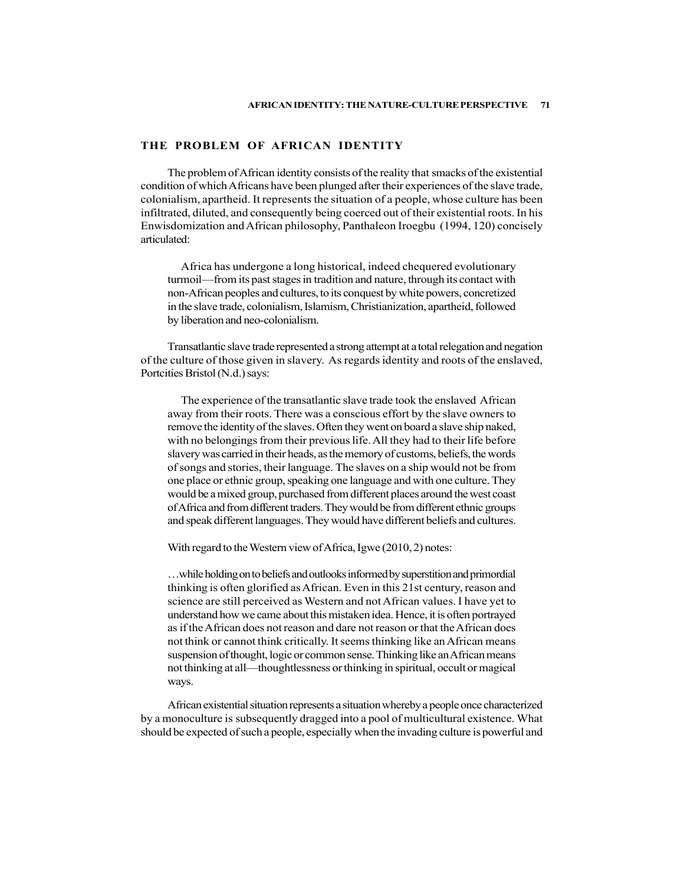## THE PROBLEM OF AFRICAN IDENTITY

The problem of African identity consists of the reality that smacks of the existential condition of which Africans have been plunged after their experiences of the slave trade, colonialism, apartheid. It represents the situation of a people, whose culture has been infiltrated, diluted, and consequently being coerced out of their existential roots. In his Enwisdomization and African philosophy, Panthaleon Iroegbu (1994, 120) concisely articulated:

> Africa has undergone a long historical, indeed chequered evolutionary turmoil—from its past stages in tradition and nature, through its contact with non-African peoples and cultures, to its conquest by white powers, concretized in the slave trade, colonialism, Islamism, Christianization, apartheid, followed by liberation and neo-colonialism.

Transatlantic slave trade represented a strong attempt at a total relegation and negation of the culture of those given in slavery. As regards identity and roots of the enslaved, Portcities Bristol (N.d.) says:

> The experience of the transatlantic slave trade took the enslaved African away from their roots. There was a conscious effort by the slave owners to remove the identity of the slaves. Often they went on board a slave ship naked, with no belongings from their previous life. All they had to their life before slavery was carried in their heads, as the memory of customs, beliefs, the words of songs and stories, their language. The slaves on a ship would not be from one place or ethnic group, speaking one language and with one culture. They would be a mixed group, purchased from different places around the west coast of Africa and from different traders. They would be from different ethnic groups and speak different languages. They would have different beliefs and cultures.

With regard to the Western view of Africa, Igwe (2010, 2) notes:

> …while holding on to beliefs and outlooks informed by superstition and primordial thinking is often glorified as African. Even in this 21st century, reason and science are still perceived as Western and not African values. I have yet to understand how we came about this mistaken idea. Hence, it is often portrayed as if the African does not reason and dare not reason or that the African does not think or cannot think critically. It seems thinking like an African means suspension of thought, logic or common sense. Thinking like an African means not thinking at all—thoughtlessness or thinking in spiritual, occult or magical ways.

African existential situation represents a situation whereby a people once characterized by a monoculture is subsequently dragged into a pool of multicultural existence. What should be expected of such a people, especially when the invading culture is powerful and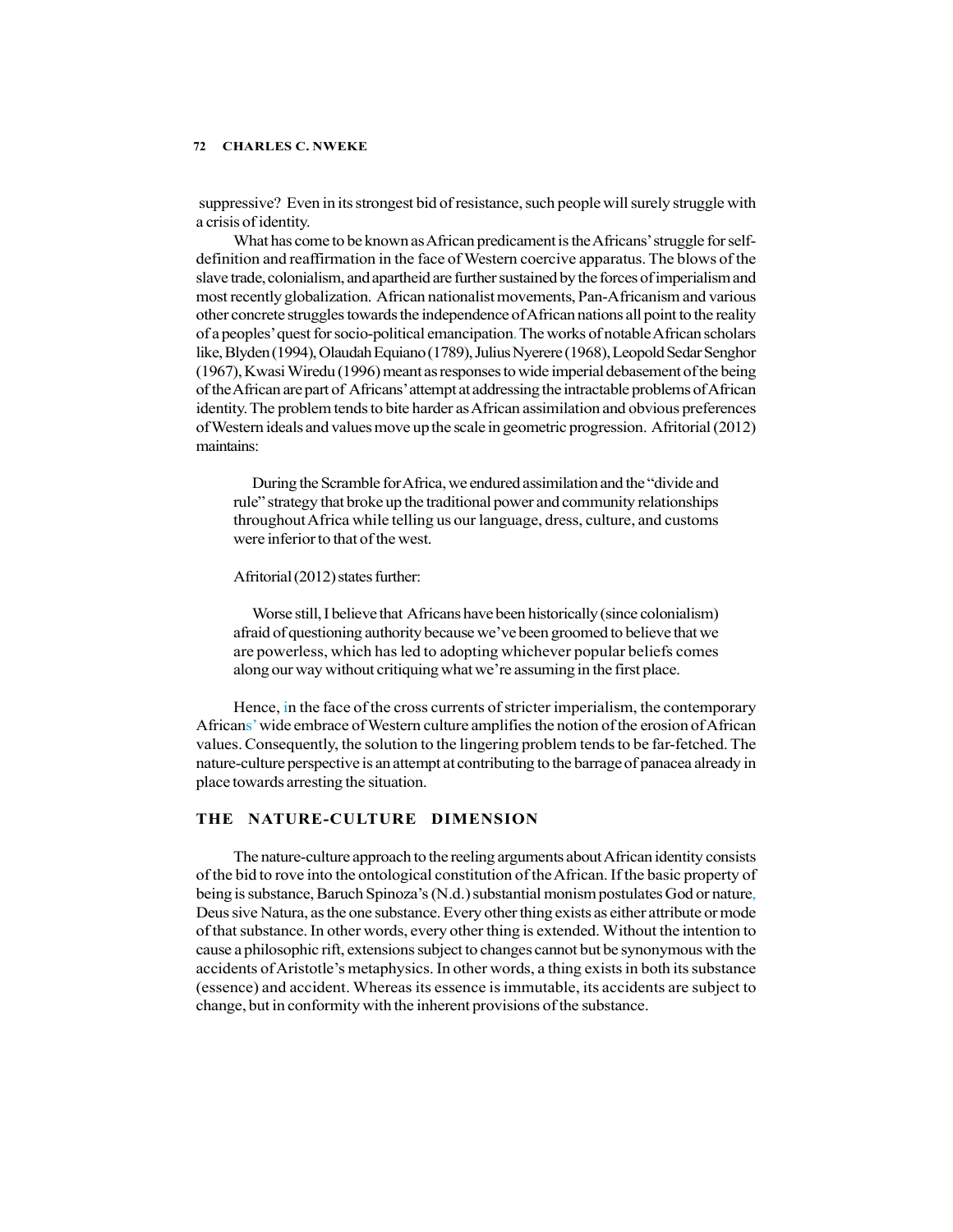suppressive? Even in its strongest bid of resistance, such people will surely struggle with a crisis of identity.

What has come to be known as African predicament is the Africans' struggle for self-definition and reaffirmation in the face of Western coercive apparatus. The blows of the slave trade, colonialism, and apartheid are further sustained by the forces of imperialism and most recently globalization. African nationalist movements, Pan-Africanism and various other concrete struggles towards the independence of African nations all point to the reality of a peoples' quest for socio-political emancipation. The works of notable African scholars like, Blyden (1994), Olaudah Equiano (1789), Julius Nyerere (1968), Leopold Sedar Senghor (1967), Kwasi Wiredu (1996) meant as responses to wide imperial debasement of the being of the African are part of Africans' attempt at addressing the intractable problems of African identity. The problem tends to bite harder as African assimilation and obvious preferences of Western ideals and values move up the scale in geometric progression. Afritorial (2012) maintains:

> During the Scramble for Africa, we endured assimilation and the "divide and rule" strategy that broke up the traditional power and community relationships throughout Africa while telling us our language, dress, culture, and customs were inferior to that of the west.

Afritorial (2012) states further:

> Worse still, I believe that Africans have been historically (since colonialism) afraid of questioning authority because we've been groomed to believe that we are powerless, which has led to adopting whichever popular beliefs comes along our way without critiquing what we're assuming in the first place.

Hence, in the face of the cross currents of stricter imperialism, the contemporary Africans' wide embrace of Western culture amplifies the notion of the erosion of African values. Consequently, the solution to the lingering problem tends to be far-fetched. The nature-culture perspective is an attempt at contributing to the barrage of panacea already in place towards arresting the situation.

## THE NATURE-CULTURE DIMENSION

The nature-culture approach to the reeling arguments about African identity consists of the bid to rove into the ontological constitution of the African. If the basic property of being is substance, Baruch Spinoza's (N.d.) substantial monism postulates God or nature, Deus sive Natura, as the one substance. Every other thing exists as either attribute or mode of that substance. In other words, every other thing is extended. Without the intention to cause a philosophic rift, extensions subject to changes cannot but be synonymous with the accidents of Aristotle's metaphysics. In other words, a thing exists in both its substance (essence) and accident. Whereas its essence is immutable, its accidents are subject to change, but in conformity with the inherent provisions of the substance.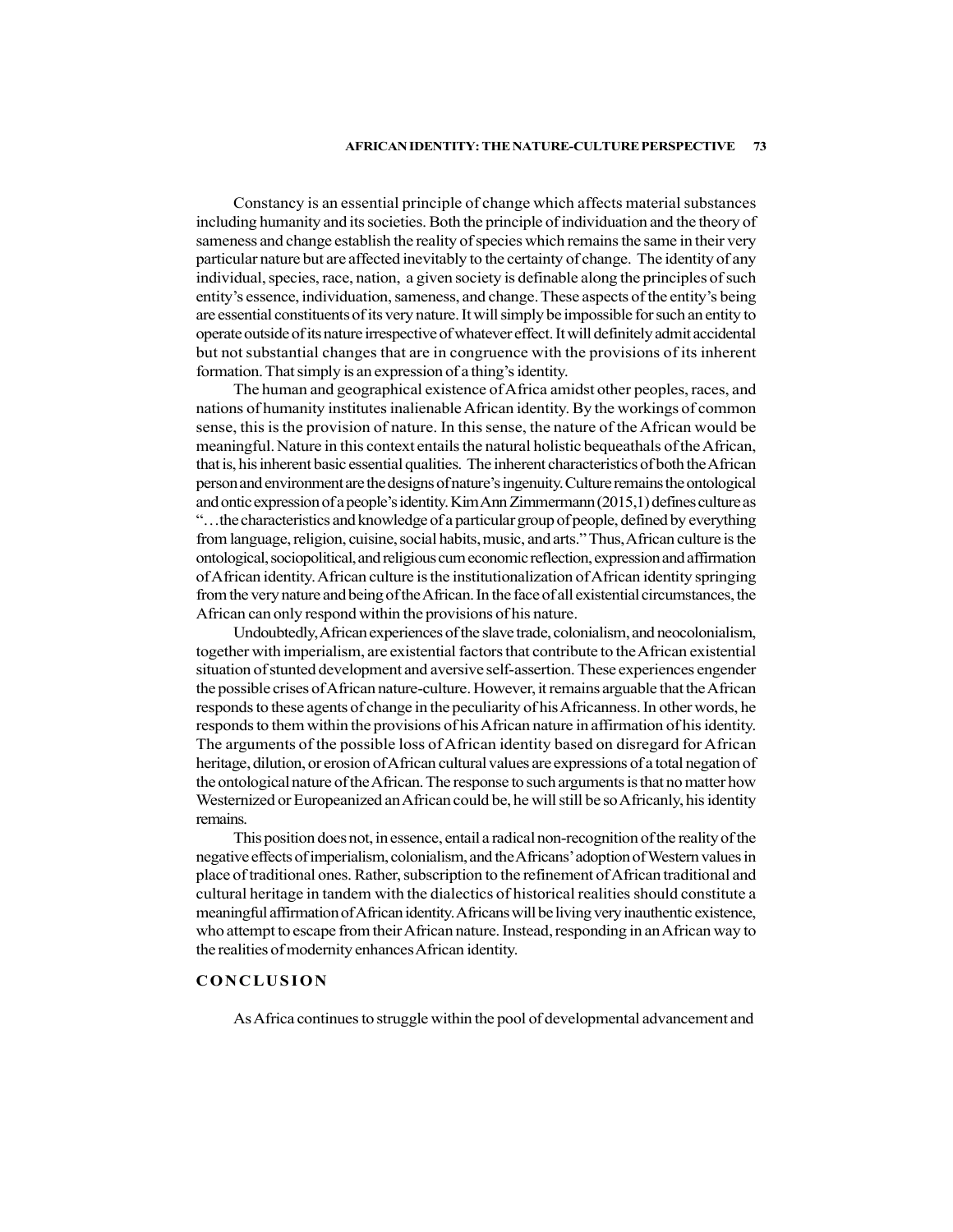Constancy is an essential principle of change which affects material substances including humanity and its societies. Both the principle of individuation and the theory of sameness and change establish the reality of species which remains the same in their very particular nature but are affected inevitably to the certainty of change. The identity of any individual, species, race, nation, a given society is definable along the principles of such entity's essence, individuation, sameness, and change. These aspects of the entity's being are essential constituents of its very nature. It will simply be impossible for such an entity to operate outside of its nature irrespective of whatever effect. It will definitely admit accidental but not substantial changes that are in congruence with the provisions of its inherent formation. That simply is an expression of a thing's identity.

The human and geographical existence of Africa amidst other peoples, races, and nations of humanity institutes inalienable African identity. By the workings of common sense, this is the provision of nature. In this sense, the nature of the African would be meaningful. Nature in this context entails the natural holistic bequeathals of the African, that is, his inherent basic essential qualities. The inherent characteristics of both the African person and environment are the designs of nature's ingenuity. Culture remains the ontological and ontic expression of a people's identity. Kim Ann Zimmermann (2015,1) defines culture as "…the characteristics and knowledge of a particular group of people, defined by everything from language, religion, cuisine, social habits, music, and arts." Thus, African culture is the ontological, sociopolitical, and religious cum economic reflection, expression and affirmation of African identity. African culture is the institutionalization of African identity springing from the very nature and being of the African. In the face of all existential circumstances, the African can only respond within the provisions of his nature.

Undoubtedly, African experiences of the slave trade, colonialism, and neocolonialism, together with imperialism, are existential factors that contribute to the African existential situation of stunted development and aversive self-assertion. These experiences engender the possible crises of African nature-culture. However, it remains arguable that the African responds to these agents of change in the peculiarity of his Africanness. In other words, he responds to them within the provisions of his African nature in affirmation of his identity. The arguments of the possible loss of African identity based on disregard for African heritage, dilution, or erosion of African cultural values are expressions of a total negation of the ontological nature of the African. The response to such arguments is that no matter how Westernized or Europeanized an African could be, he will still be so Africanly, his identity remains.

This position does not, in essence, entail a radical non-recognition of the reality of the negative effects of imperialism, colonialism, and the Africans' adoption of Western values in place of traditional ones. Rather, subscription to the refinement of African traditional and cultural heritage in tandem with the dialectics of historical realities should constitute a meaningful affirmation of African identity. Africans will be living very inauthentic existence, who attempt to escape from their African nature. Instead, responding in an African way to the realities of modernity enhances African identity.

## CONCLUSION

As Africa continues to struggle within the pool of developmental advancement and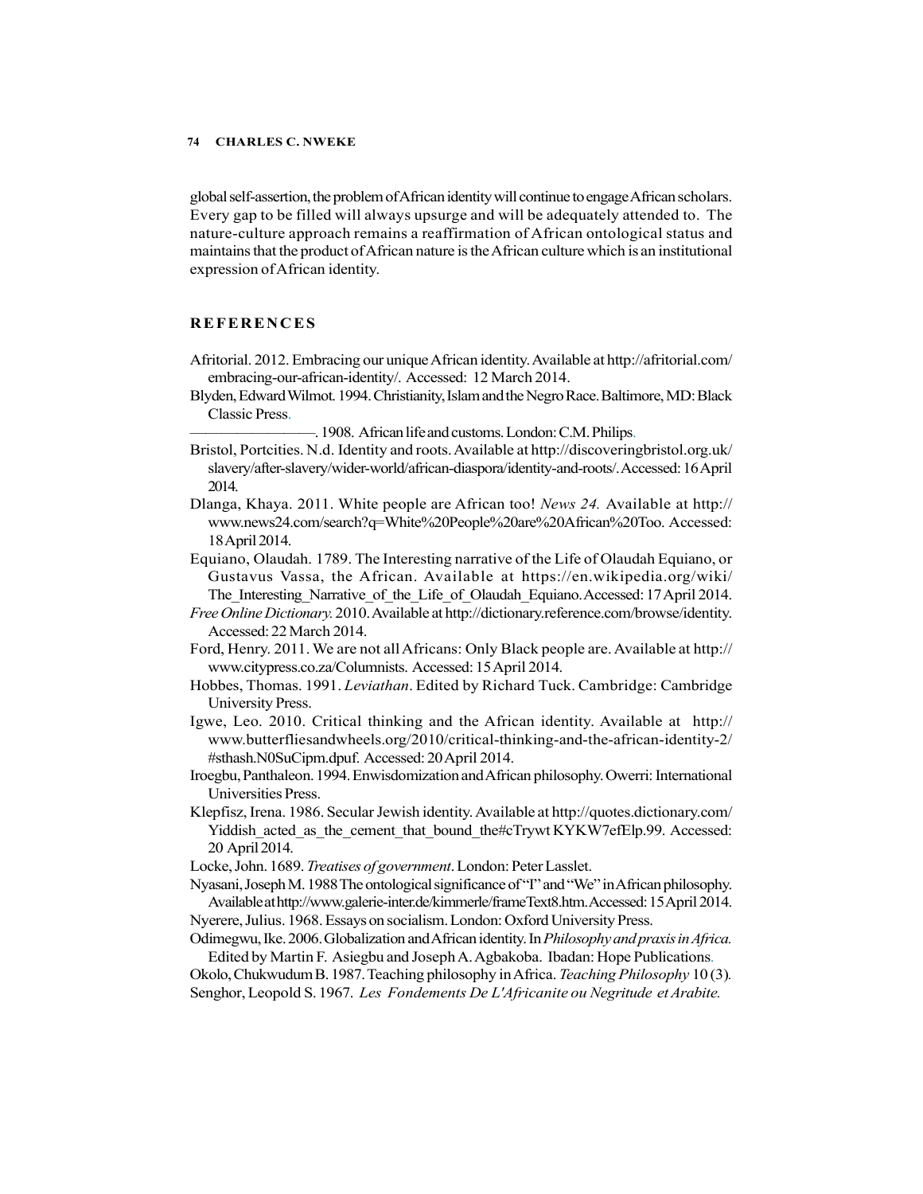global self-assertion, the problem of African identity will continue to engage African scholars. Every gap to be filled will always upsurge and will be adequately attended to. The nature-culture approach remains a reaffirmation of African ontological status and maintains that the product of African nature is the African culture which is an institutional expression of African identity.

## REFERENCES

Afritorial. 2012. Embracing our unique African identity. Available at http://afritorial.com/embracing-our-african-identity/. Accessed: 12 March 2014.

Blyden, Edward Wilmot. 1994. Christianity, Islam and the Negro Race. Baltimore, MD: Black Classic Press.

———————. 1908. African life and customs. London: C.M. Philips.

Bristol, Portcities. N.d. Identity and roots. Available at http://discoveringbristol.org.uk/slavery/after-slavery/wider-world/african-diaspora/identity-and-roots/. Accessed: 16 April 2014.

Dlanga, Khaya. 2011. White people are African too! *News 24.* Available at http://www.news24.com/search?q=White%20People%20are%20African%20Too. Accessed: 18 April 2014.

Equiano, Olaudah. 1789. The Interesting narrative of the Life of Olaudah Equiano, or Gustavus Vassa, the African. Available at https://en.wikipedia.org/wiki/The_Interesting_Narrative_of_the_Life_of_Olaudah_Equiano. Accessed: 17 April 2014.

*Free Online Dictionary.* 2010. Available at http://dictionary.reference.com/browse/identity. Accessed: 22 March 2014.

Ford, Henry. 2011. We are not all Africans: Only Black people are. Available at http://www.citypress.co.za/Columnists. Accessed: 15 April 2014.

Hobbes, Thomas. 1991. *Leviathan*. Edited by Richard Tuck. Cambridge: Cambridge University Press.

Igwe, Leo. 2010. Critical thinking and the African identity. Available at http://www.butterfliesandwheels.org/2010/critical-thinking-and-the-african-identity-2/#sthash.N0SuCipm.dpuf. Accessed: 20 April 2014.

Iroegbu, Panthaleon. 1994. Enwisdomization and African philosophy. Owerri: International Universities Press.

Klepfisz, Irena. 1986. Secular Jewish identity. Available at http://quotes.dictionary.com/Yiddish_acted_as_the_cement_that_bound_the#cTrywt KYKW7efElp.99. Accessed: 20 April 2014.

Locke, John. 1689. *Treatises of government*. London: Peter Lasslet.

Nyasani, Joseph M. 1988 The ontological significance of "I" and "We" in African philosophy. Available at http://www.galerie-inter.de/kimmerle/frameText8.htm. Accessed: 15 April 2014.

Nyerere, Julius. 1968. Essays on socialism. London: Oxford University Press.

Odimegwu, Ike. 2006. Globalization and African identity. In *Philosophy and praxis in Africa.* Edited by Martin F. Asiegbu and Joseph A. Agbakoba. Ibadan: Hope Publications.

Okolo, Chukwudum B. 1987. Teaching philosophy in Africa. *Teaching Philosophy* 10 (3).

Senghor, Leopold S. 1967. *Les Fondements De L'Africanite ou Negritude et Arabite.*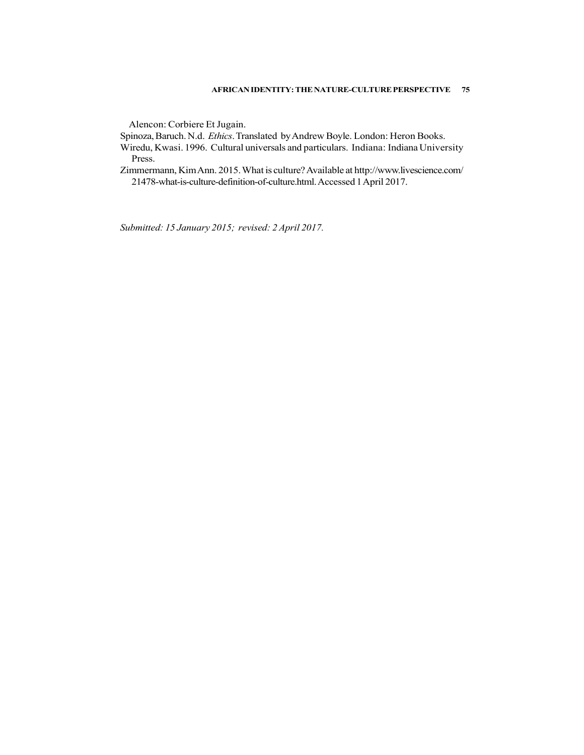Alencon: Corbiere Et Jugain.

Spinoza, Baruch. N.d. *Ethics*. Translated by Andrew Boyle. London: Heron Books.

Wiredu, Kwasi. 1996. Cultural universals and particulars. Indiana: Indiana University Press.

Zimmermann, Kim Ann. 2015. What is culture? Available at http://www.livescience.com/21478-what-is-culture-definition-of-culture.html. Accessed 1 April 2017.

*Submitted: 15 January 2015; revised: 2 April 2017.*